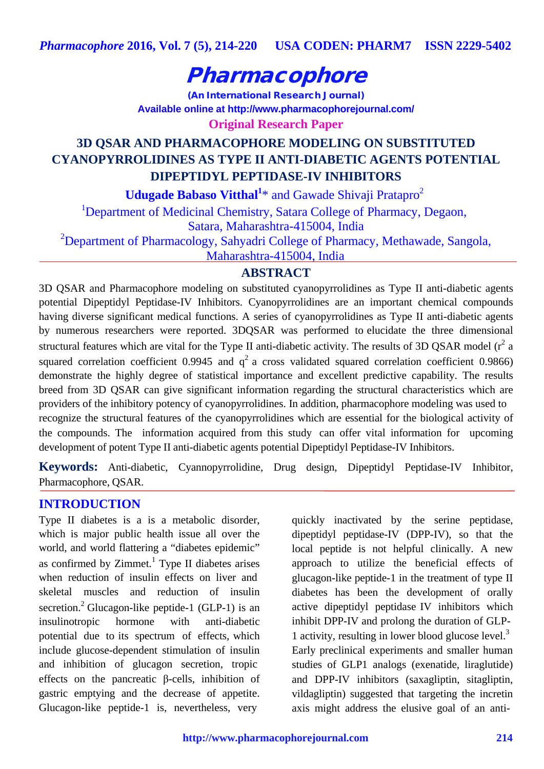# Pharmacophore

(An International Research Journal)

Available online at http://www.pharmacophorejournal.com/

**Original Research Paper**

## 3D QSAR AND PHARMACOPHORE MODELING ON SUBSTITUTED CYANOPYRROLIDINES AS TYPE II ANTI-DIABETIC AGENTS POTENTIAL DIPEPTIDYL PEPTIDASE-IV INHIBITORS

**Udugade Babaso Vitthal**[1]* and Gawade Shivaji Pratapro[2]

[1]Department of Medicinal Chemistry, Satara College of Pharmacy, Degaon, Satara, Maharashtra-415004, India

[2]Department of Pharmacology, Sahyadri College of Pharmacy, Methawade, Sangola, Maharashtra-415004, India

## ABSTRACT

3D QSAR and Pharmacophore modeling on substituted cyanopyrrolidines as Type II anti-diabetic agents potential Dipeptidyl Peptidase-IV Inhibitors. Cyanopyrrolidines are an important chemical compounds having diverse significant medical functions. A series of cyanopyrrolidines as Type II anti-diabetic agents by numerous researchers were reported. 3DQSAR was performed to elucidate the three dimensional structural features which are vital for the Type II anti-diabetic activity. The results of 3D QSAR model ($r^2$ a squared correlation coefficient 0.9945 and $q^2$ a cross validated squared correlation coefficient 0.9866) demonstrate the highly degree of statistical importance and excellent predictive capability. The results breed from 3D QSAR can give significant information regarding the structural characteristics which are providers of the inhibitory potency of cyanopyrrolidines. In addition, pharmacophore modeling was used to recognize the structural features of the cyanopyrrolidines which are essential for the biological activity of the compounds. The information acquired from this study can offer vital information for upcoming development of potent Type II anti-diabetic agents potential Dipeptidyl Peptidase-IV Inhibitors.

**Keywords:** Anti-diabetic, Cyannopyrrolidine, Drug design, Dipeptidyl Peptidase-IV Inhibitor, Pharmacophore, QSAR.

## INTRODUCTION

Type II diabetes is a is a metabolic disorder, which is major public health issue all over the world, and world flattering a "diabetes epidemic" as confirmed by Zimmet.[1] Type II diabetes arises when reduction of insulin effects on liver and skeletal muscles and reduction of insulin secretion.[2] Glucagon-like peptide-1 (GLP-1) is an insulinotropic hormone with anti-diabetic potential due to its spectrum of effects, which include glucose-dependent stimulation of insulin and inhibition of glucagon secretion, tropic effects on the pancreatic β-cells, inhibition of gastric emptying and the decrease of appetite. Glucagon-like peptide-1 is, nevertheless, very quickly inactivated by the serine peptidase, dipeptidyl peptidase-IV (DPP-IV), so that the local peptide is not helpful clinically. A new approach to utilize the beneficial effects of glucagon-like peptide-1 in the treatment of type II diabetes has been the development of orally active dipeptidyl peptidase IV inhibitors which inhibit DPP-IV and prolong the duration of GLP-1 activity, resulting in lower blood glucose level.[3] Early preclinical experiments and smaller human studies of GLP1 analogs (exenatide, liraglutide) and DPP-IV inhibitors (saxagliptin, sitagliptin, vildagliptin) suggested that targeting the incretin axis might address the elusive goal of an anti-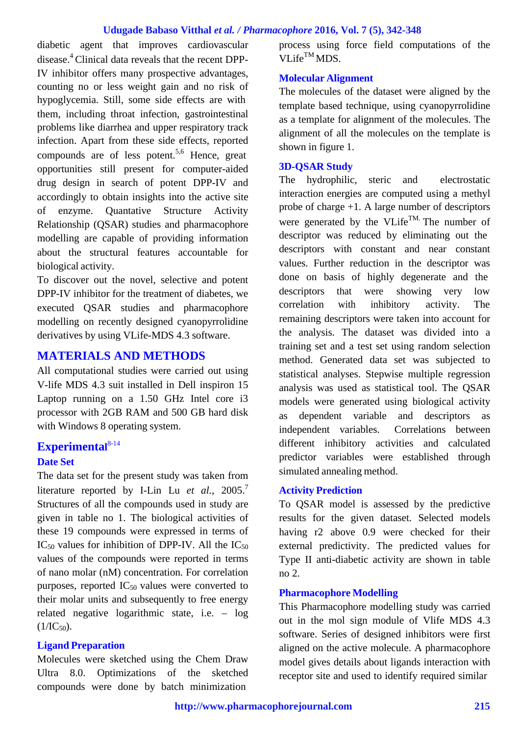diabetic agent that improves cardiovascular disease.[4] Clinical data reveals that the recent DPP-IV inhibitor offers many prospective advantages, counting no or less weight gain and no risk of hypoglycemia. Still, some side effects are with them, including throat infection, gastrointestinal problems like diarrhea and upper respiratory track infection. Apart from these side effects, reported compounds are of less potent.[5,6] Hence, great opportunities still present for computer-aided drug design in search of potent DPP-IV and accordingly to obtain insights into the active site of enzyme. Quantitative Structure Activity Relationship (QSAR) studies and pharmacophore modelling are capable of providing information about the structural features accountable for biological activity.

To discover out the novel, selective and potent DPP-IV inhibitor for the treatment of diabetes, we executed QSAR studies and pharmacophore modelling on recently designed cyanopyrrolidine derivatives by using VLife-MDS 4.3 software.

## MATERIALS AND METHODS

All computational studies were carried out using V-life MDS 4.3 suit installed in Dell inspiron 15 Laptop running on a 1.50 GHz Intel core i3 processor with 2GB RAM and 500 GB hard disk with Windows 8 operating system.

### Experimental[8-14]

#### Date Set

The data set for the present study was taken from literature reported by I-Lin Lu *et al.*, 2005.[7] Structures of all the compounds used in study are given in table no 1. The biological activities of these 19 compounds were expressed in terms of $IC_{50}$ values for inhibition of DPP-IV. All the $IC_{50}$ values of the compounds were reported in terms of nano molar (nM) concentration. For correlation purposes, reported $IC_{50}$ values were converted to their molar units and subsequently to free energy related negative logarithmic state, i.e. – log $(1/IC_{50})$.

#### Ligand Preparation

Molecules were sketched using the Chem Draw Ultra 8.0. Optimizations of the sketched compounds were done by batch minimization process using force field computations of the VLife™ MDS.

#### Molecular Alignment

The molecules of the dataset were aligned by the template based technique, using cyanopyrrolidine as a template for alignment of the molecules. The alignment of all the molecules on the template is shown in figure 1.

#### 3D-QSAR Study

The hydrophilic, steric and electrostatic interaction energies are computed using a methyl probe of charge +1. A large number of descriptors were generated by the VLife™. The number of descriptor was reduced by eliminating out the descriptors with constant and near constant values. Further reduction in the descriptor was done on basis of highly degenerate and the descriptors that were showing very low correlation with inhibitory activity. The remaining descriptors were taken into account for the analysis. The dataset was divided into a training set and a test set using random selection method. Generated data set was subjected to statistical analyses. Stepwise multiple regression analysis was used as statistical tool. The QSAR models were generated using biological activity as dependent variable and descriptors as independent variables. Correlations between different inhibitory activities and calculated predictor variables were established through simulated annealing method.

#### Activity Prediction

To QSAR model is assessed by the predictive results for the given dataset. Selected models having r2 above 0.9 were checked for their external predictivity. The predicted values for Type II anti-diabetic activity are shown in table no 2.

#### Pharmacophore Modelling

This Pharmacophore modelling study was carried out in the mol sign module of Vlife MDS 4.3 software. Series of designed inhibitors were first aligned on the active molecule. A pharmacophore model gives details about ligands interaction with receptor site and used to identify required similar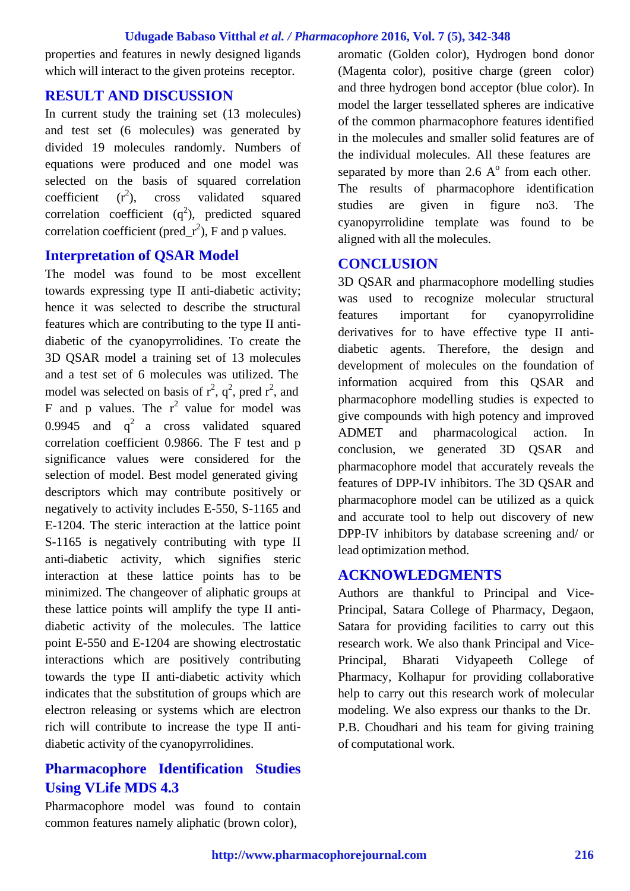properties and features in newly designed ligands which will interact to the given proteins receptor.

## RESULT AND DISCUSSION

In current study the training set (13 molecules) and test set (6 molecules) was generated by divided 19 molecules randomly. Numbers of equations were produced and one model was selected on the basis of squared correlation coefficient ($r^2$), cross validated squared correlation coefficient ($q^2$), predicted squared correlation coefficient (pred_$r^2$), F and p values.

### Interpretation of QSAR Model

The model was found to be most excellent towards expressing type II anti-diabetic activity; hence it was selected to describe the structural features which are contributing to the type II anti-diabetic of the cyanopyrrolidines. To create the 3D QSAR model a training set of 13 molecules and a test set of 6 molecules was utilized. The model was selected on basis of $r^2$, $q^2$, pred $r^2$, and F and p values. The $r^2$ value for model was 0.9945 and $q^2$ a cross validated squared correlation coefficient 0.9866. The F test and p significance values were considered for the selection of model. Best model generated giving descriptors which may contribute positively or negatively to activity includes E-550, S-1165 and E-1204. The steric interaction at the lattice point S-1165 is negatively contributing with type II anti-diabetic activity, which signifies steric interaction at these lattice points has to be minimized. The changeover of aliphatic groups at these lattice points will amplify the type II anti-diabetic activity of the molecules. The lattice point E-550 and E-1204 are showing electrostatic interactions which are positively contributing towards the type II anti-diabetic activity which indicates that the substitution of groups which are electron releasing or systems which are electron rich will contribute to increase the type II anti-diabetic activity of the cyanopyrrolidines.

### Pharmacophore Identification Studies Using VLife MDS 4.3

Pharmacophore model was found to contain common features namely aliphatic (brown color), aromatic (Golden color), Hydrogen bond donor (Magenta color), positive charge (green color) and three hydrogen bond acceptor (blue color). In model the larger tessellated spheres are indicative of the common pharmacophore features identified in the molecules and smaller solid features are of the individual molecules. All these features are separated by more than 2.6 A$^o$ from each other. The results of pharmacophore identification studies are given in figure no3. The cyanopyrrolidine template was found to be aligned with all the molecules.

## CONCLUSION

3D QSAR and pharmacophore modelling studies was used to recognize molecular structural features important for cyanopyrrolidine derivatives for to have effective type II anti-diabetic agents. Therefore, the design and development of molecules on the foundation of information acquired from this QSAR and pharmacophore modelling studies is expected to give compounds with high potency and improved ADMET and pharmacological action. In conclusion, we generated 3D QSAR and pharmacophore model that accurately reveals the features of DPP-IV inhibitors. The 3D QSAR and pharmacophore model can be utilized as a quick and accurate tool to help out discovery of new DPP-IV inhibitors by database screening and/ or lead optimization method.

## ACKNOWLEDGMENTS

Authors are thankful to Principal and Vice-Principal, Satara College of Pharmacy, Degaon, Satara for providing facilities to carry out this research work. We also thank Principal and Vice-Principal, Bharati Vidyapeeth College of Pharmacy, Kolhapur for providing collaborative help to carry out this research work of molecular modeling. We also express our thanks to the Dr. P.B. Choudhari and his team for giving training of computational work.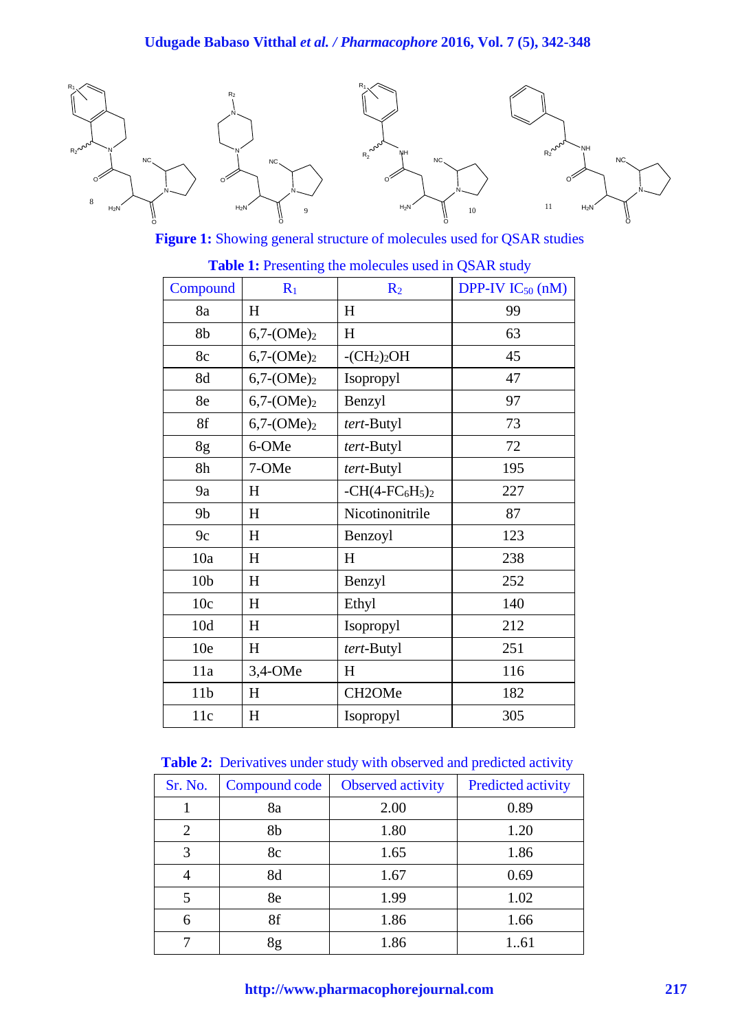**Figure 1:** Showing general structure of molecules used for QSAR studies

**Table 1:** Presenting the molecules used in QSAR study

| Compound | $R_1$ | $R_2$ | DPP-IV $IC_{50}$ (nM) |
|---|---|---|---|
| 8a | H | H | 99 |
| 8b | 6,7-$(OMe)_2$ | H | 63 |
| 8c | 6,7-$(OMe)_2$ | -$(CH_2)_2OH$ | 45 |
| 8d | 6,7-$(OMe)_2$ | Isopropyl | 47 |
| 8e | 6,7-$(OMe)_2$ | Benzyl | 97 |
| 8f | 6,7-$(OMe)_2$ | *tert*-Butyl | 73 |
| 8g | 6-OMe | *tert*-Butyl | 72 |
| 8h | 7-OMe | *tert*-Butyl | 195 |
| 9a | H | -$CH(4\text{-}FC_6H_5)_2$ | 227 |
| 9b | H | Nicotinonitrile | 87 |
| 9c | H | Benzoyl | 123 |
| 10a | H | H | 238 |
| 10b | H | Benzyl | 252 |
| 10c | H | Ethyl | 140 |
| 10d | H | Isopropyl | 212 |
| 10e | H | *tert*-Butyl | 251 |
| 11a | 3,4-OMe | H | 116 |
| 11b | H | CH2OMe | 182 |
| 11c | H | Isopropyl | 305 |

**Table 2:** Derivatives under study with observed and predicted activity

| Sr. No. | Compound code | Observed activity | Predicted activity |
|---|---|---|---|
| 1 | 8a | 2.00 | 0.89 |
| 2 | 8b | 1.80 | 1.20 |
| 3 | 8c | 1.65 | 1.86 |
| 4 | 8d | 1.67 | 0.69 |
| 5 | 8e | 1.99 | 1.02 |
| 6 | 8f | 1.86 | 1.66 |
| 7 | 8g | 1.86 | 1..61 |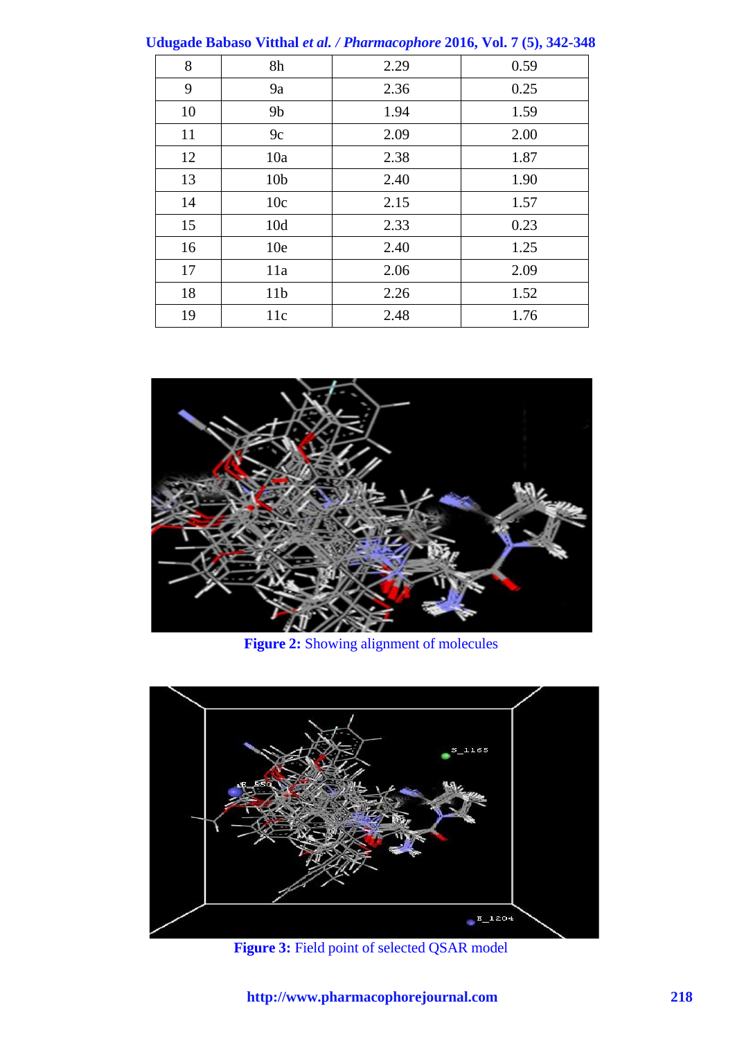| 8 | 8h | 2.29 | 0.59 |
|---|---|---|---|
| 9 | 9a | 2.36 | 0.25 |
| 10 | 9b | 1.94 | 1.59 |
| 11 | 9c | 2.09 | 2.00 |
| 12 | 10a | 2.38 | 1.87 |
| 13 | 10b | 2.40 | 1.90 |
| 14 | 10c | 2.15 | 1.57 |
| 15 | 10d | 2.33 | 0.23 |
| 16 | 10e | 2.40 | 1.25 |
| 17 | 11a | 2.06 | 2.09 |
| 18 | 11b | 2.26 | 1.52 |
| 19 | 11c | 2.48 | 1.76 |

**Figure 2:** Showing alignment of molecules

**Figure 3:** Field point of selected QSAR model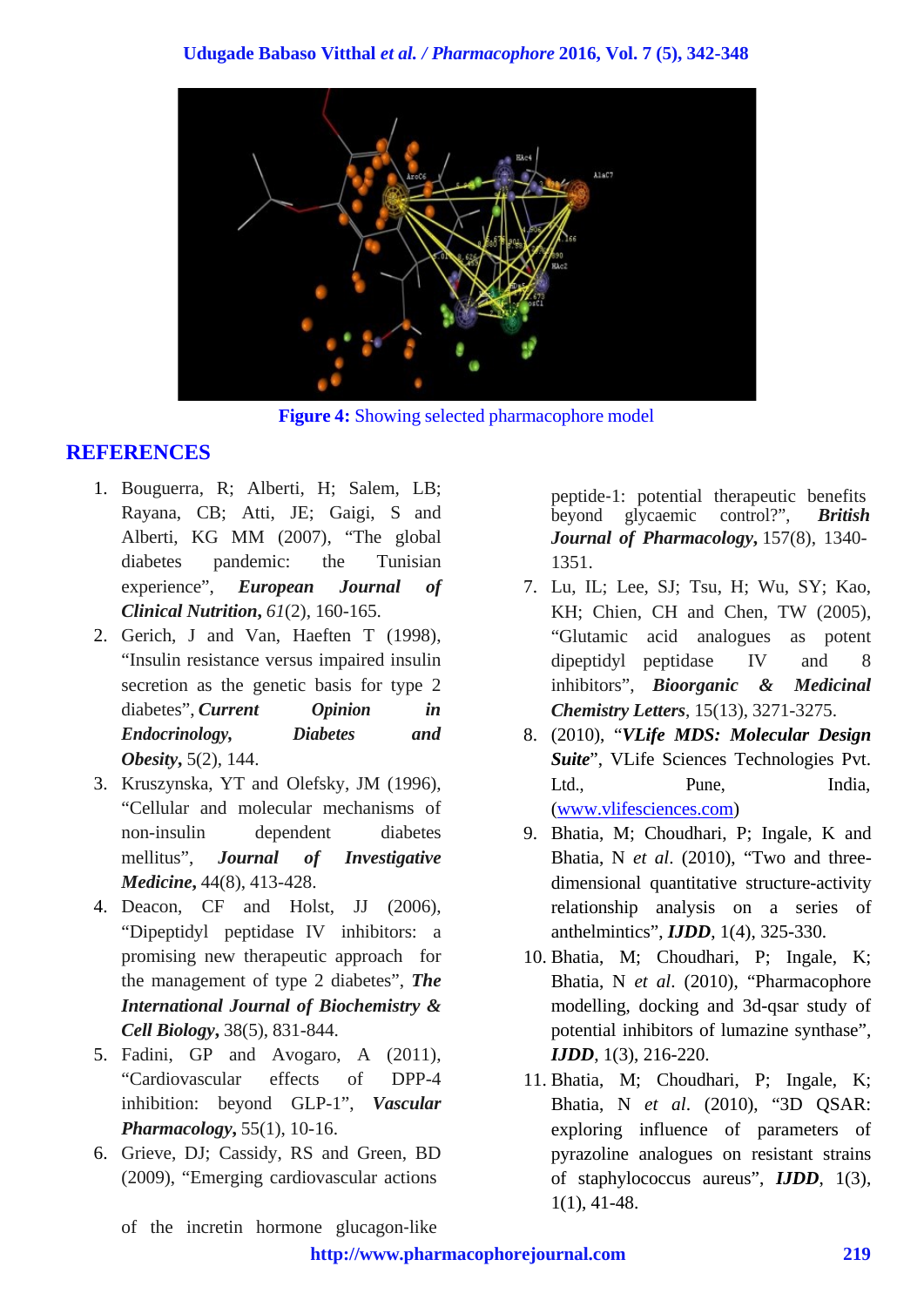Figure 4: Showing selected pharmacophore model

## REFERENCES

1. Bouguerra, R; Alberti, H; Salem, LB; Rayana, CB; Atti, JE; Gaigi, S and Alberti, KG MM (2007), "The global diabetes pandemic: the Tunisian experience", ***European Journal of Clinical Nutrition***, *61*(2), 160-165.
2. Gerich, J and Van, Haeften T (1998), "Insulin resistance versus impaired insulin secretion as the genetic basis for type 2 diabetes", ***Current Opinion in Endocrinology, Diabetes and Obesity***, 5(2), 144.
3. Kruszynska, YT and Olefsky, JM (1996), "Cellular and molecular mechanisms of non-insulin dependent diabetes mellitus", ***Journal of Investigative Medicine***, 44(8), 413-428.
4. Deacon, CF and Holst, JJ (2006), "Dipeptidyl peptidase IV inhibitors: a promising new therapeutic approach for the management of type 2 diabetes", ***The International Journal of Biochemistry & Cell Biology***, 38(5), 831-844.
5. Fadini, GP and Avogaro, A (2011), "Cardiovascular effects of DPP-4 inhibition: beyond GLP-1", ***Vascular Pharmacology***, 55(1), 10-16.
6. Grieve, DJ; Cassidy, RS and Green, BD (2009), "Emerging cardiovascular actions of the incretin hormone glucagon-like peptide-1: potential therapeutic benefits beyond glycaemic control?", ***British Journal of Pharmacology***, 157(8), 1340-1351.
7. Lu, IL; Lee, SJ; Tsu, H; Wu, SY; Kao, KH; Chien, CH and Chen, TW (2005), "Glutamic acid analogues as potent dipeptidyl peptidase IV and 8 inhibitors", ***Bioorganic & Medicinal Chemistry Letters***, 15(13), 3271-3275.
8. (2010), "***VLife MDS: Molecular Design Suite***", VLife Sciences Technologies Pvt. Ltd., Pune, India, (www.vlifesciences.com)
9. Bhatia, M; Choudhari, P; Ingale, K and Bhatia, N *et al*. (2010), "Two and three-dimensional quantitative structure-activity relationship analysis on a series of anthelmintics", ***IJDD***, 1(4), 325-330.
10. Bhatia, M; Choudhari, P; Ingale, K; Bhatia, N *et al*. (2010), "Pharmacophore modelling, docking and 3d-qsar study of potential inhibitors of lumazine synthase", ***IJDD***, 1(3), 216-220.
11. Bhatia, M; Choudhari, P; Ingale, K; Bhatia, N *et al*. (2010), "3D QSAR: exploring influence of parameters of pyrazoline analogues on resistant strains of staphylococcus aureus", ***IJDD***, 1(3), 1(1), 41-48.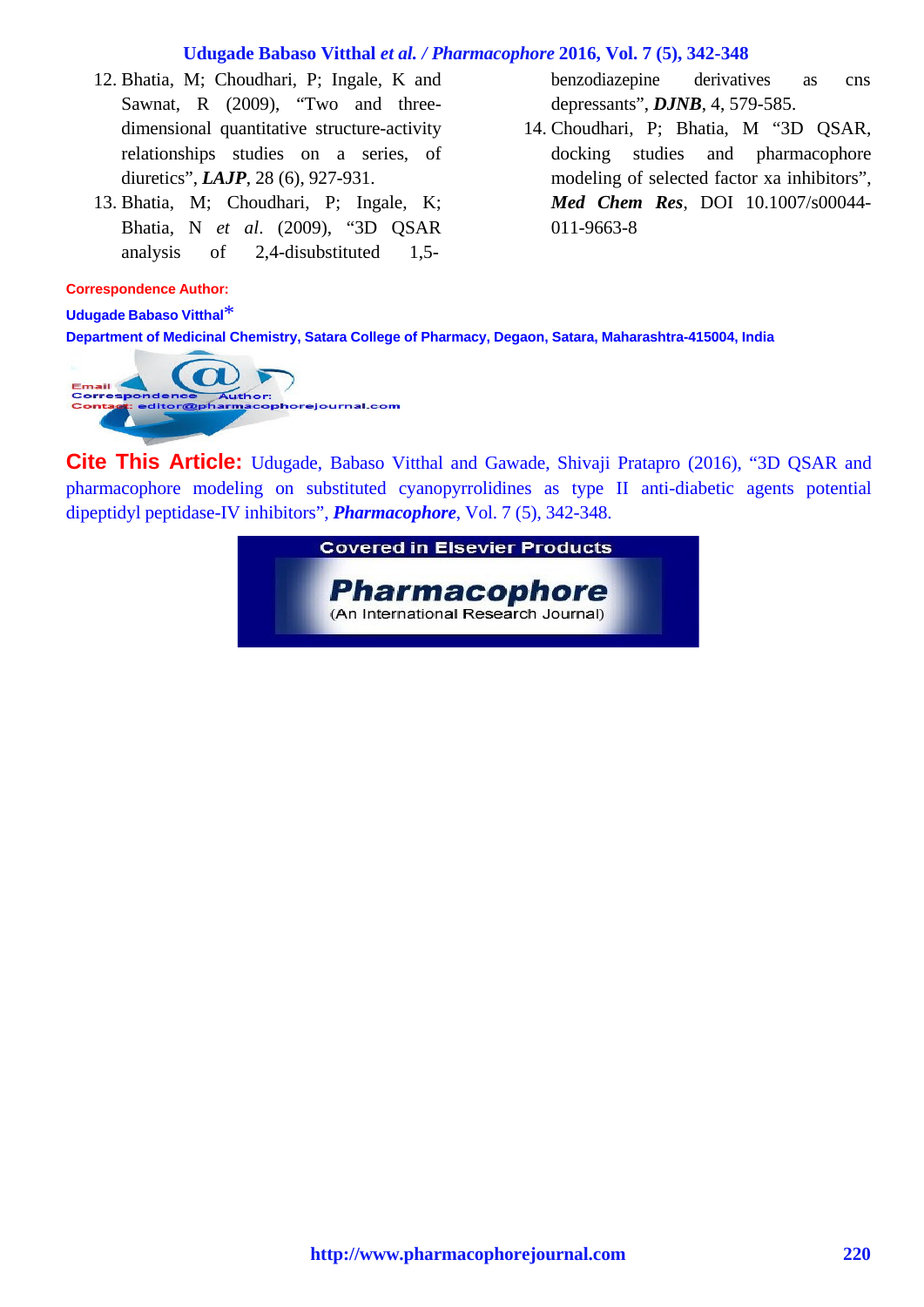12. Bhatia, M; Choudhari, P; Ingale, K and Sawnat, R (2009), "Two and three-dimensional quantitative structure-activity relationships studies on a series, of diuretics", ***LAJP***, 28 (6), 927-931.
13. Bhatia, M; Choudhari, P; Ingale, K; Bhatia, N *et al*. (2009), "3D QSAR analysis of 2,4-disubstituted 1,5-benzodiazepine derivatives as cns depressants", ***DJNB***, 4, 579-585.
14. Choudhari, P; Bhatia, M "3D QSAR, docking studies and pharmacophore modeling of selected factor xa inhibitors", ***Med Chem Res***, DOI 10.1007/s00044-011-9663-8

**Correspondence Author:**

**Udugade Babaso Vitthal***

**Department of Medicinal Chemistry, Satara College of Pharmacy, Degaon, Satara, Maharashtra-415004, India**

Email Correspondence Author: Contact: editor@pharmacophorejournal.com

**Cite This Article:** Udugade, Babaso Vitthal and Gawade, Shivaji Pratapro (2016), "3D QSAR and pharmacophore modeling on substituted cyanopyrrolidines as type II anti-diabetic agents potential dipeptidyl peptidase-IV inhibitors", ***Pharmacophore***, Vol. 7 (5), 342-348.

Covered in Elsevier Products

**Pharmacophore**

(An International Research Journal)